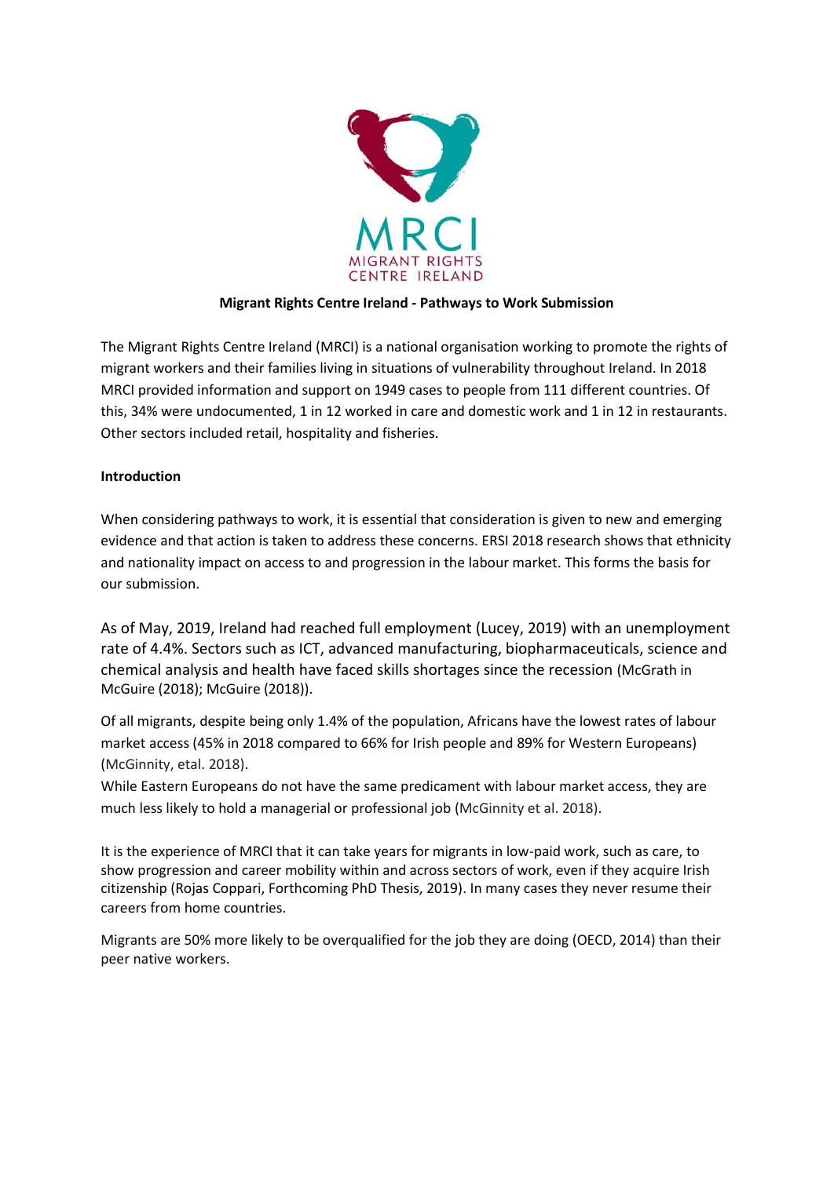MRCI
MIGRANT RIGHTS
CENTRE IRELAND

**Migrant Rights Centre Ireland - Pathways to Work Submission**

The Migrant Rights Centre Ireland (MRCI) is a national organisation working to promote the rights of migrant workers and their families living in situations of vulnerability throughout Ireland. In 2018 MRCI provided information and support on 1949 cases to people from 111 different countries. Of this, 34% were undocumented, 1 in 12 worked in care and domestic work and 1 in 12 in restaurants. Other sectors included retail, hospitality and fisheries.

**Introduction**

When considering pathways to work, it is essential that consideration is given to new and emerging evidence and that action is taken to address these concerns. ERSI 2018 research shows that ethnicity and nationality impact on access to and progression in the labour market. This forms the basis for our submission.

As of May, 2019, Ireland had reached full employment (Lucey, 2019) with an unemployment rate of 4.4%. Sectors such as ICT, advanced manufacturing, biopharmaceuticals, science and chemical analysis and health have faced skills shortages since the recession (McGrath in McGuire (2018); McGuire (2018)).

Of all migrants, despite being only 1.4% of the population, Africans have the lowest rates of labour market access (45% in 2018 compared to 66% for Irish people and 89% for Western Europeans) (McGinnity, etal. 2018).
While Eastern Europeans do not have the same predicament with labour market access, they are much less likely to hold a managerial or professional job (McGinnity et al. 2018).

It is the experience of MRCI that it can take years for migrants in low-paid work, such as care, to show progression and career mobility within and across sectors of work, even if they acquire Irish citizenship (Rojas Coppari, Forthcoming PhD Thesis, 2019). In many cases they never resume their careers from home countries.

Migrants are 50% more likely to be overqualified for the job they are doing (OECD, 2014) than their peer native workers.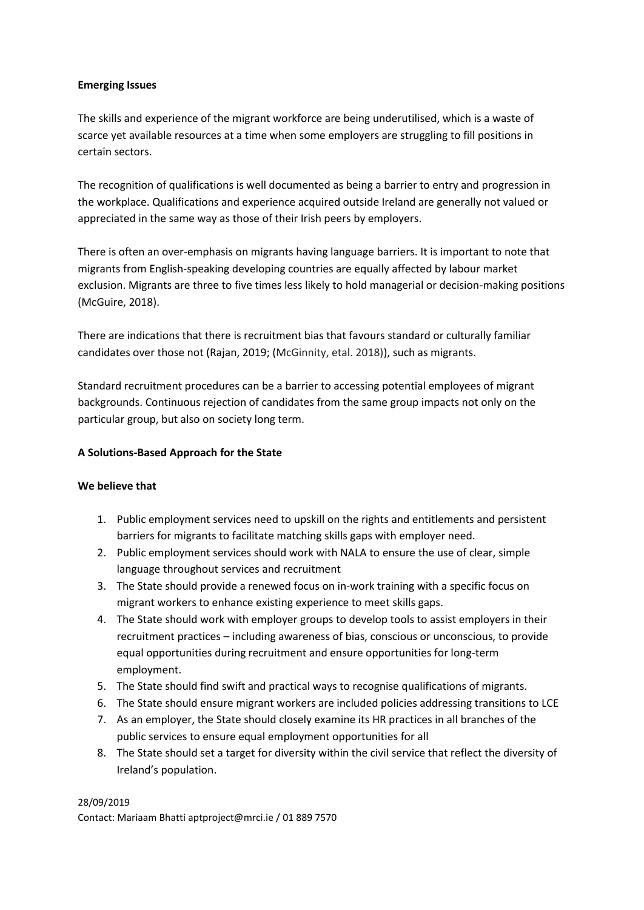**Emerging Issues**

The skills and experience of the migrant workforce are being underutilised, which is a waste of scarce yet available resources at a time when some employers are struggling to fill positions in certain sectors.

The recognition of qualifications is well documented as being a barrier to entry and progression in the workplace. Qualifications and experience acquired outside Ireland are generally not valued or appreciated in the same way as those of their Irish peers by employers.

There is often an over-emphasis on migrants having language barriers. It is important to note that migrants from English-speaking developing countries are equally affected by labour market exclusion. Migrants are three to five times less likely to hold managerial or decision-making positions (McGuire, 2018).

There are indications that there is recruitment bias that favours standard or culturally familiar candidates over those not (Rajan, 2019; (McGinnity, etal. 2018)), such as migrants.

Standard recruitment procedures can be a barrier to accessing potential employees of migrant backgrounds. Continuous rejection of candidates from the same group impacts not only on the particular group, but also on society long term.

**A Solutions-Based Approach for the State**

**We believe that**

1. Public employment services need to upskill on the rights and entitlements and persistent barriers for migrants to facilitate matching skills gaps with employer need.
2. Public employment services should work with NALA to ensure the use of clear, simple language throughout services and recruitment
3. The State should provide a renewed focus on in-work training with a specific focus on migrant workers to enhance existing experience to meet skills gaps.
4. The State should work with employer groups to develop tools to assist employers in their recruitment practices – including awareness of bias, conscious or unconscious, to provide equal opportunities during recruitment and ensure opportunities for long-term employment.
5. The State should find swift and practical ways to recognise qualifications of migrants.
6. The State should ensure migrant workers are included policies addressing transitions to LCE
7. As an employer, the State should closely examine its HR practices in all branches of the public services to ensure equal employment opportunities for all
8. The State should set a target for diversity within the civil service that reflect the diversity of Ireland's population.

28/09/2019

Contact: Mariaam Bhatti aptproject@mrci.ie / 01 889 7570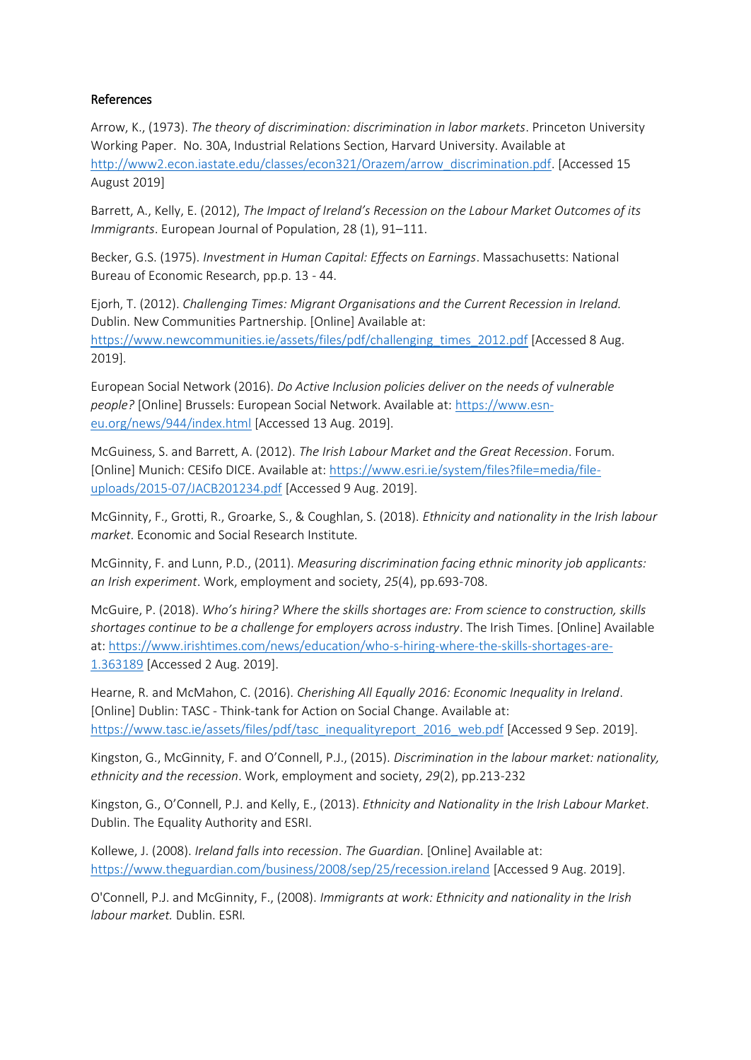## References

Arrow, K., (1973). *The theory of discrimination: discrimination in labor markets*. Princeton University Working Paper. No. 30A, Industrial Relations Section, Harvard University. Available at http://www2.econ.iastate.edu/classes/econ321/Orazem/arrow_discrimination.pdf. [Accessed 15 August 2019]

Barrett, A., Kelly, E. (2012), *The Impact of Ireland's Recession on the Labour Market Outcomes of its Immigrants*. European Journal of Population, 28 (1), 91–111.

Becker, G.S. (1975). *Investment in Human Capital: Effects on Earnings*. Massachusetts: National Bureau of Economic Research, pp.p. 13 - 44.

Ejorh, T. (2012). *Challenging Times: Migrant Organisations and the Current Recession in Ireland.* Dublin. New Communities Partnership. [Online] Available at: https://www.newcommunities.ie/assets/files/pdf/challenging_times_2012.pdf [Accessed 8 Aug. 2019].

European Social Network (2016). *Do Active Inclusion policies deliver on the needs of vulnerable people?* [Online] Brussels: European Social Network. Available at: https://www.esn-eu.org/news/944/index.html [Accessed 13 Aug. 2019].

McGuiness, S. and Barrett, A. (2012). *The Irish Labour Market and the Great Recession*. Forum. [Online] Munich: CESifo DICE. Available at: https://www.esri.ie/system/files?file=media/file-uploads/2015-07/JACB201234.pdf [Accessed 9 Aug. 2019].

McGinnity, F., Grotti, R., Groarke, S., & Coughlan, S. (2018). *Ethnicity and nationality in the Irish labour market*. Economic and Social Research Institute.

McGinnity, F. and Lunn, P.D., (2011). *Measuring discrimination facing ethnic minority job applicants: an Irish experiment*. Work, employment and society, *25*(4), pp.693-708.

McGuire, P. (2018). *Who's hiring? Where the skills shortages are: From science to construction, skills shortages continue to be a challenge for employers across industry*. The Irish Times. [Online] Available at: https://www.irishtimes.com/news/education/who-s-hiring-where-the-skills-shortages-are-1.363189 [Accessed 2 Aug. 2019].

Hearne, R. and McMahon, C. (2016). *Cherishing All Equally 2016: Economic Inequality in Ireland*. [Online] Dublin: TASC - Think-tank for Action on Social Change. Available at: https://www.tasc.ie/assets/files/pdf/tasc_inequalityreport_2016_web.pdf [Accessed 9 Sep. 2019].

Kingston, G., McGinnity, F. and O'Connell, P.J., (2015). *Discrimination in the labour market: nationality, ethnicity and the recession*. Work, employment and society, *29*(2), pp.213-232

Kingston, G., O'Connell, P.J. and Kelly, E., (2013). *Ethnicity and Nationality in the Irish Labour Market*. Dublin. The Equality Authority and ESRI.

Kollewe, J. (2008). *Ireland falls into recession*. *The Guardian*. [Online] Available at: https://www.theguardian.com/business/2008/sep/25/recession.ireland [Accessed 9 Aug. 2019].

O'Connell, P.J. and McGinnity, F., (2008). *Immigrants at work: Ethnicity and nationality in the Irish labour market.* Dublin. ESRI.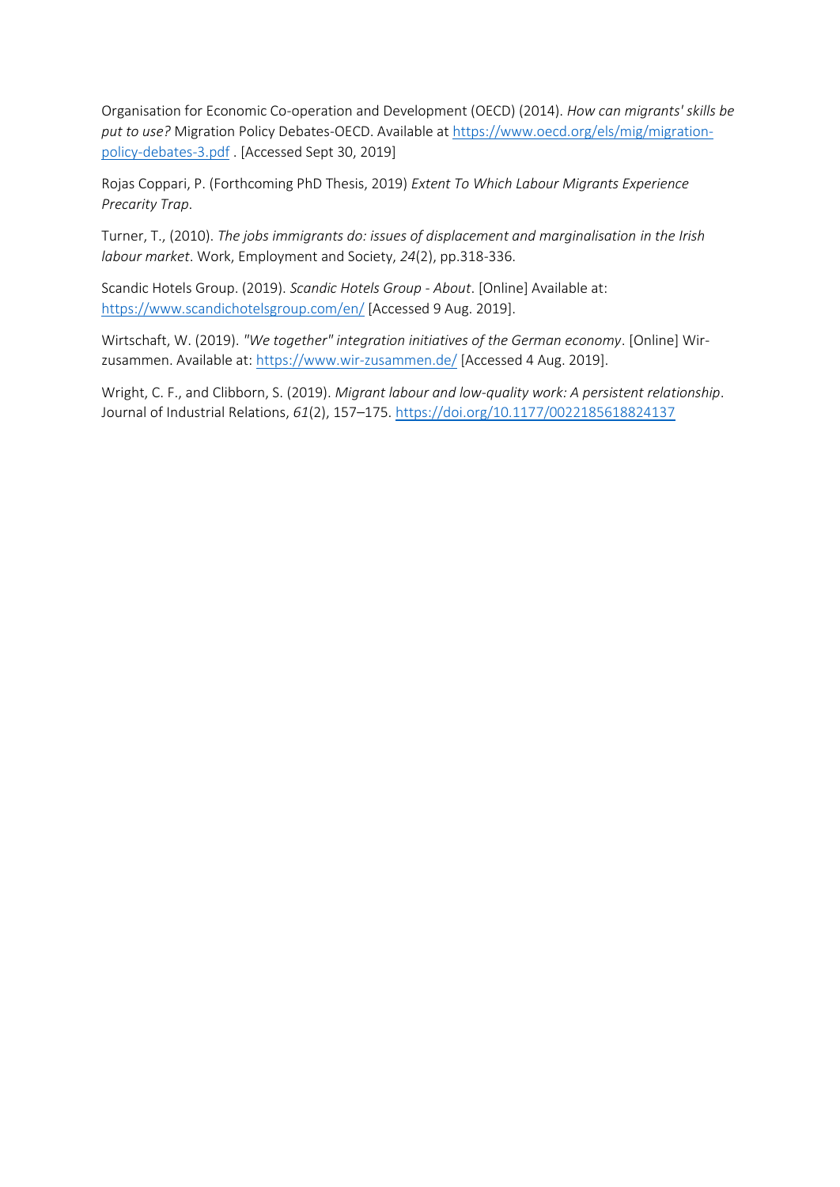Organisation for Economic Co-operation and Development (OECD) (2014). *How can migrants' skills be put to use?* Migration Policy Debates-OECD. Available at [https://www.oecd.org/els/mig/migration-policy-debates-3.pdf](https://www.oecd.org/els/mig/migration-policy-debates-3.pdf) . [Accessed Sept 30, 2019]

Rojas Coppari, P. (Forthcoming PhD Thesis, 2019) *Extent To Which Labour Migrants Experience Precarity Trap*.

Turner, T., (2010). *The jobs immigrants do: issues of displacement and marginalisation in the Irish labour market*. Work, Employment and Society, *24*(2), pp.318-336.

Scandic Hotels Group. (2019). *Scandic Hotels Group - About*. [Online] Available at: [https://www.scandichotelsgroup.com/en/](https://www.scandichotelsgroup.com/en/) [Accessed 9 Aug. 2019].

Wirtschaft, W. (2019). *"We together" integration initiatives of the German economy*. [Online] Wir-zusammen. Available at: [https://www.wir-zusammen.de/](https://www.wir-zusammen.de/) [Accessed 4 Aug. 2019].

Wright, C. F., and Clibborn, S. (2019). *Migrant labour and low-quality work: A persistent relationship*. Journal of Industrial Relations, *61*(2), 157–175. [https://doi.org/10.1177/0022185618824137](https://doi.org/10.1177/0022185618824137)